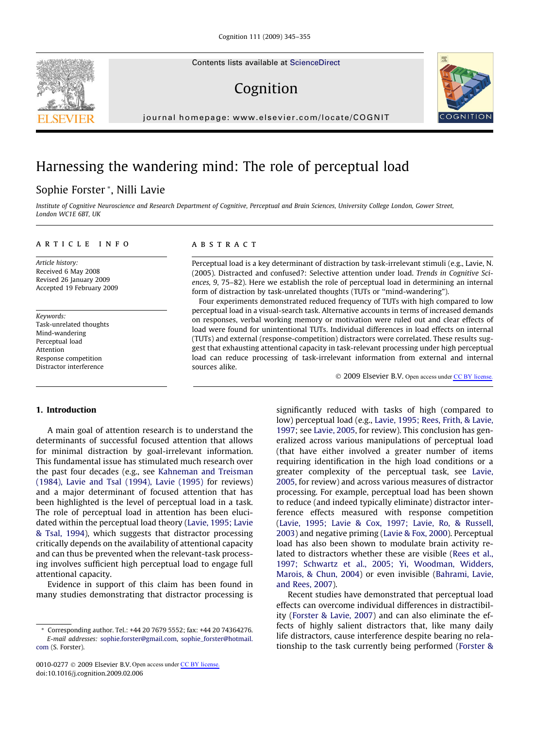Contents lists available at ScienceDirect

# Cognition

journal homepage: www.elsevier.com/locate/COGNIT

# Harnessing the wandering mind: The role of perceptual load

Sophie Forster *, Nilli Lavie

*Institute of Cognitive Neuroscience and Research Department of Cognitive, Perceptual and Brain Sciences, University College London, Gower Street, London WC1E 6BT, UK*

## ARTICLE INFO

*Article history:*
Received 6 May 2008
Revised 26 January 2009
Accepted 19 February 2009

*Keywords:*
Task-unrelated thoughts
Mind-wandering
Perceptual load
Attention
Response competition
Distractor interference

## ABSTRACT

Perceptual load is a key determinant of distraction by task-irrelevant stimuli (e.g., Lavie, N. (2005). Distracted and confused?: Selective attention under load. *Trends in Cognitive Sciences, 9*, 75–82). Here we establish the role of perceptual load in determining an internal form of distraction by task-unrelated thoughts (TUTs or "mind-wandering").

Four experiments demonstrated reduced frequency of TUTs with high compared to low perceptual load in a visual-search task. Alternative accounts in terms of increased demands on responses, verbal working memory or motivation were ruled out and clear effects of load were found for unintentional TUTs. Individual differences in load effects on internal (TUTs) and external (response-competition) distractors were correlated. These results suggest that exhausting attentional capacity in task-relevant processing under high perceptual load can reduce processing of task-irrelevant information from external and internal sources alike.

© 2009 Elsevier B.V. Open access under CC BY license.

## 1. Introduction

A main goal of attention research is to understand the determinants of successful focused attention that allows for minimal distraction by goal-irrelevant information. This fundamental issue has stimulated much research over the past four decades (e.g., see Kahneman and Treisman (1984), Lavie and Tsal (1994), Lavie (1995) for reviews) and a major determinant of focused attention that has been highlighted is the level of perceptual load in a task. The role of perceptual load in attention has been elucidated within the perceptual load theory (Lavie, 1995; Lavie & Tsal, 1994), which suggests that distractor processing critically depends on the availability of attentional capacity and can thus be prevented when the relevant-task processing involves sufficient high perceptual load to engage full attentional capacity.

Evidence in support of this claim has been found in many studies demonstrating that distractor processing is significantly reduced with tasks of high (compared to low) perceptual load (e.g., Lavie, 1995; Rees, Frith, & Lavie, 1997; see Lavie, 2005, for review). This conclusion has generalized across various manipulations of perceptual load (that have either involved a greater number of items requiring identification in the high load conditions or a greater complexity of the perceptual task, see Lavie, 2005, for review) and across various measures of distractor processing. For example, perceptual load has been shown to reduce (and indeed typically eliminate) distractor interference effects measured with response competition (Lavie, 1995; Lavie & Cox, 1997; Lavie, Ro, & Russell, 2003) and negative priming (Lavie & Fox, 2000). Perceptual load has also been shown to modulate brain activity related to distractors whether these are visible (Rees et al., 1997; Schwartz et al., 2005; Yi, Woodman, Widders, Marois, & Chun, 2004) or even invisible (Bahrami, Lavie, and Rees, 2007).

Recent studies have demonstrated that perceptual load effects can overcome individual differences in distractibility (Forster & Lavie, 2007) and can also eliminate the effects of highly salient distractors that, like many daily life distractors, cause interference despite bearing no relationship to the task currently being performed (Forster &

* Corresponding author. Tel.: +44 20 7679 5552; fax: +44 20 74364276.
*E-mail addresses:* sophie.forster@gmail.com, sophie_forster@hotmail.com (S. Forster).

0010-0277 © 2009 Elsevier B.V. Open access under CC BY license.
doi:10.1016/j.cognition.2009.02.006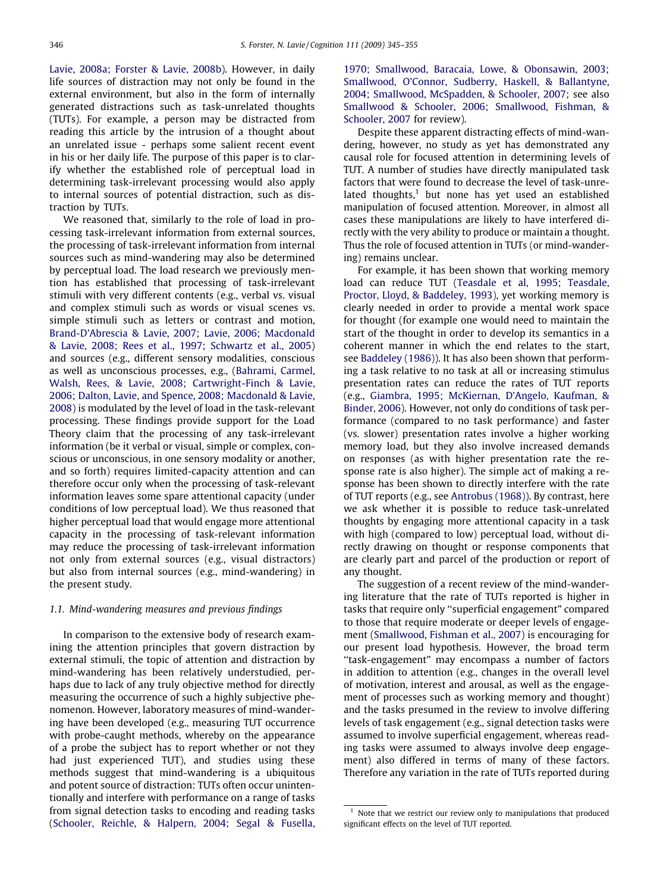Lavie, 2008a; Forster & Lavie, 2008b). However, in daily life sources of distraction may not only be found in the external environment, but also in the form of internally generated distractions such as task-unrelated thoughts (TUTs). For example, a person may be distracted from reading this article by the intrusion of a thought about an unrelated issue - perhaps some salient recent event in his or her daily life. The purpose of this paper is to clarify whether the established role of perceptual load in determining task-irrelevant processing would also apply to internal sources of potential distraction, such as distraction by TUTs.

We reasoned that, similarly to the role of load in processing task-irrelevant information from external sources, the processing of task-irrelevant information from internal sources such as mind-wandering may also be determined by perceptual load. The load research we previously mention has established that processing of task-irrelevant stimuli with very different contents (e.g., verbal vs. visual and complex stimuli such as words or visual scenes vs. simple stimuli such as letters or contrast and motion, Brand-D'Abrescia & Lavie, 2007; Lavie, 2006; Macdonald & Lavie, 2008; Rees et al., 1997; Schwartz et al., 2005) and sources (e.g., different sensory modalities, conscious as well as unconscious processes, e.g., (Bahrami, Carmel, Walsh, Rees, & Lavie, 2008; Cartwright-Finch & Lavie, 2006; Dalton, Lavie, and Spence, 2008; Macdonald & Lavie, 2008) is modulated by the level of load in the task-relevant processing. These findings provide support for the Load Theory claim that the processing of any task-irrelevant information (be it verbal or visual, simple or complex, conscious or unconscious, in one sensory modality or another, and so forth) requires limited-capacity attention and can therefore occur only when the processing of task-relevant information leaves some spare attentional capacity (under conditions of low perceptual load). We thus reasoned that higher perceptual load that would engage more attentional capacity in the processing of task-relevant information may reduce the processing of task-irrelevant information not only from external sources (e.g., visual distractors) but also from internal sources (e.g., mind-wandering) in the present study.

### 1.1. Mind-wandering measures and previous findings

In comparison to the extensive body of research examining the attention principles that govern distraction by external stimuli, the topic of attention and distraction by mind-wandering has been relatively understudied, perhaps due to lack of any truly objective method for directly measuring the occurrence of such a highly subjective phenomenon. However, laboratory measures of mind-wandering have been developed (e.g., measuring TUT occurrence with probe-caught methods, whereby on the appearance of a probe the subject has to report whether or not they had just experienced TUT), and studies using these methods suggest that mind-wandering is a ubiquitous and potent source of distraction: TUTs often occur unintentionally and interfere with performance on a range of tasks from signal detection tasks to encoding and reading tasks (Schooler, Reichle, & Halpern, 2004; Segal & Fusella, 1970; Smallwood, Baracaia, Lowe, & Obonsawin, 2003; Smallwood, O'Connor, Sudberry, Haskell, & Ballantyne, 2004; Smallwood, McSpadden, & Schooler, 2007; see also Smallwood & Schooler, 2006; Smallwood, Fishman, & Schooler, 2007 for review).

Despite these apparent distracting effects of mind-wandering, however, no study as yet has demonstrated any causal role for focused attention in determining levels of TUT. A number of studies have directly manipulated task factors that were found to decrease the level of task-unrelated thoughts,[1] but none has yet used an established manipulation of focused attention. Moreover, in almost all cases these manipulations are likely to have interfered directly with the very ability to produce or maintain a thought. Thus the role of focused attention in TUTs (or mind-wandering) remains unclear.

For example, it has been shown that working memory load can reduce TUT (Teasdale et al, 1995; Teasdale, Proctor, Lloyd, & Baddeley, 1993), yet working memory is clearly needed in order to provide a mental work space for thought (for example one would need to maintain the start of the thought in order to develop its semantics in a coherent manner in which the end relates to the start, see Baddeley (1986)). It has also been shown that performing a task relative to no task at all or increasing stimulus presentation rates can reduce the rates of TUT reports (e.g., Giambra, 1995; McKiernan, D'Angelo, Kaufman, & Binder, 2006). However, not only do conditions of task performance (compared to no task performance) and faster (vs. slower) presentation rates involve a higher working memory load, but they also involve increased demands on responses (as with higher presentation rate the response rate is also higher). The simple act of making a response has been shown to directly interfere with the rate of TUT reports (e.g., see Antrobus (1968)). By contrast, here we ask whether it is possible to reduce task-unrelated thoughts by engaging more attentional capacity in a task with high (compared to low) perceptual load, without directly drawing on thought or response components that are clearly part and parcel of the production or report of any thought.

The suggestion of a recent review of the mind-wandering literature that the rate of TUTs reported is higher in tasks that require only "superficial engagement" compared to those that require moderate or deeper levels of engagement (Smallwood, Fishman et al., 2007) is encouraging for our present load hypothesis. However, the broad term "task-engagement" may encompass a number of factors in addition to attention (e.g., changes in the overall level of motivation, interest and arousal, as well as the engagement of processes such as working memory and thought) and the tasks presumed in the review to involve differing levels of task engagement (e.g., signal detection tasks were assumed to involve superficial engagement, whereas reading tasks were assumed to always involve deep engagement) also differed in terms of many of these factors. Therefore any variation in the rate of TUTs reported during

[1] Note that we restrict our review only to manipulations that produced significant effects on the level of TUT reported.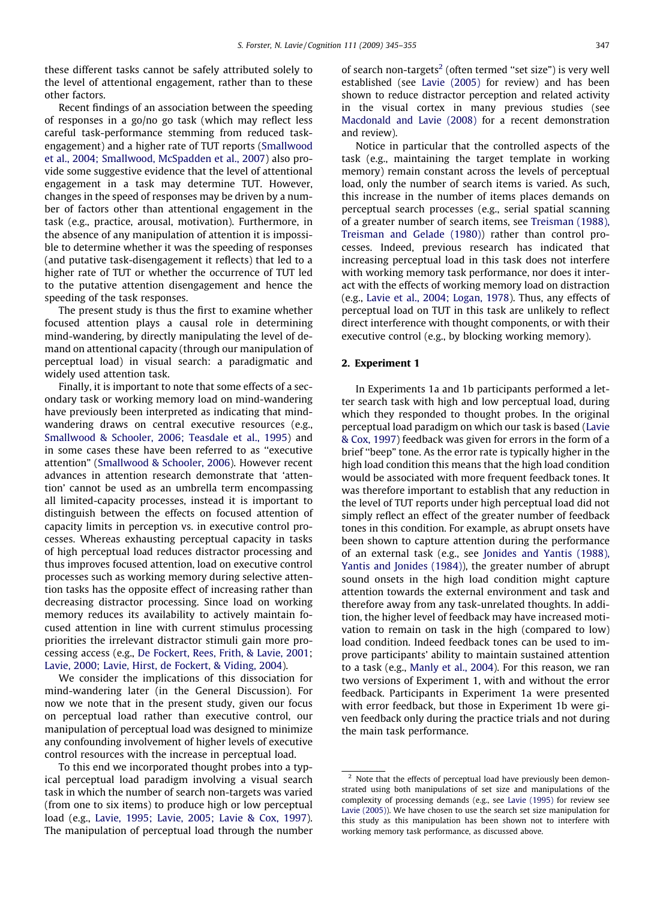these different tasks cannot be safely attributed solely to the level of attentional engagement, rather than to these other factors.

Recent findings of an association between the speeding of responses in a go/no go task (which may reflect less careful task-performance stemming from reduced task-engagement) and a higher rate of TUT reports (Smallwood et al., 2004; Smallwood, McSpadden et al., 2007) also provide some suggestive evidence that the level of attentional engagement in a task may determine TUT. However, changes in the speed of responses may be driven by a number of factors other than attentional engagement in the task (e.g., practice, arousal, motivation). Furthermore, in the absence of any manipulation of attention it is impossible to determine whether it was the speeding of responses (and putative task-disengagement it reflects) that led to a higher rate of TUT or whether the occurrence of TUT led to the putative attention disengagement and hence the speeding of the task responses.

The present study is thus the first to examine whether focused attention plays a causal role in determining mind-wandering, by directly manipulating the level of demand on attentional capacity (through our manipulation of perceptual load) in visual search: a paradigmatic and widely used attention task.

Finally, it is important to note that some effects of a secondary task or working memory load on mind-wandering have previously been interpreted as indicating that mind-wandering draws on central executive resources (e.g., Smallwood & Schooler, 2006; Teasdale et al., 1995) and in some cases these have been referred to as "executive attention" (Smallwood & Schooler, 2006). However recent advances in attention research demonstrate that 'attention' cannot be used as an umbrella term encompassing all limited-capacity processes, instead it is important to distinguish between the effects on focused attention of capacity limits in perception vs. in executive control processes. Whereas exhausting perceptual capacity in tasks of high perceptual load reduces distractor processing and thus improves focused attention, load on executive control processes such as working memory during selective attention tasks has the opposite effect of increasing rather than decreasing distractor processing. Since load on working memory reduces its availability to actively maintain focused attention in line with current stimulus processing priorities the irrelevant distractor stimuli gain more processing access (e.g., De Fockert, Rees, Frith, & Lavie, 2001; Lavie, 2000; Lavie, Hirst, de Fockert, & Viding, 2004).

We consider the implications of this dissociation for mind-wandering later (in the General Discussion). For now we note that in the present study, given our focus on perceptual load rather than executive control, our manipulation of perceptual load was designed to minimize any confounding involvement of higher levels of executive control resources with the increase in perceptual load.

To this end we incorporated thought probes into a typical perceptual load paradigm involving a visual search task in which the number of search non-targets was varied (from one to six items) to produce high or low perceptual load (e.g., Lavie, 1995; Lavie, 2005; Lavie & Cox, 1997). The manipulation of perceptual load through the number of search non-targets[2] (often termed "set size") is very well established (see Lavie (2005) for review) and has been shown to reduce distractor perception and related activity in the visual cortex in many previous studies (see Macdonald and Lavie (2008) for a recent demonstration and review).

Notice in particular that the controlled aspects of the task (e.g., maintaining the target template in working memory) remain constant across the levels of perceptual load, only the number of search items is varied. As such, this increase in the number of items places demands on perceptual search processes (e.g., serial spatial scanning of a greater number of search items, see Treisman (1988), Treisman and Gelade (1980)) rather than control processes. Indeed, previous research has indicated that increasing perceptual load in this task does not interfere with working memory task performance, nor does it interact with the effects of working memory load on distraction (e.g., Lavie et al., 2004; Logan, 1978). Thus, any effects of perceptual load on TUT in this task are unlikely to reflect direct interference with thought components, or with their executive control (e.g., by blocking working memory).

## 2. Experiment 1

In Experiments 1a and 1b participants performed a letter search task with high and low perceptual load, during which they responded to thought probes. In the original perceptual load paradigm on which our task is based (Lavie & Cox, 1997) feedback was given for errors in the form of a brief "beep" tone. As the error rate is typically higher in the high load condition this means that the high load condition would be associated with more frequent feedback tones. It was therefore important to establish that any reduction in the level of TUT reports under high perceptual load did not simply reflect an effect of the greater number of feedback tones in this condition. For example, as abrupt onsets have been shown to capture attention during the performance of an external task (e.g., see Jonides and Yantis (1988), Yantis and Jonides (1984)), the greater number of abrupt sound onsets in the high load condition might capture attention towards the external environment and task and therefore away from any task-unrelated thoughts. In addition, the higher level of feedback may have increased motivation to remain on task in the high (compared to low) load condition. Indeed feedback tones can be used to improve participants' ability to maintain sustained attention to a task (e.g., Manly et al., 2004). For this reason, we ran two versions of Experiment 1, with and without the error feedback. Participants in Experiment 1a were presented with error feedback, but those in Experiment 1b were given feedback only during the practice trials and not during the main task performance.

[2] Note that the effects of perceptual load have previously been demonstrated using both manipulations of set size and manipulations of the complexity of processing demands (e.g., see Lavie (1995) for review see Lavie (2005)). We have chosen to use the search set size manipulation for this study as this manipulation has been shown not to interfere with working memory task performance, as discussed above.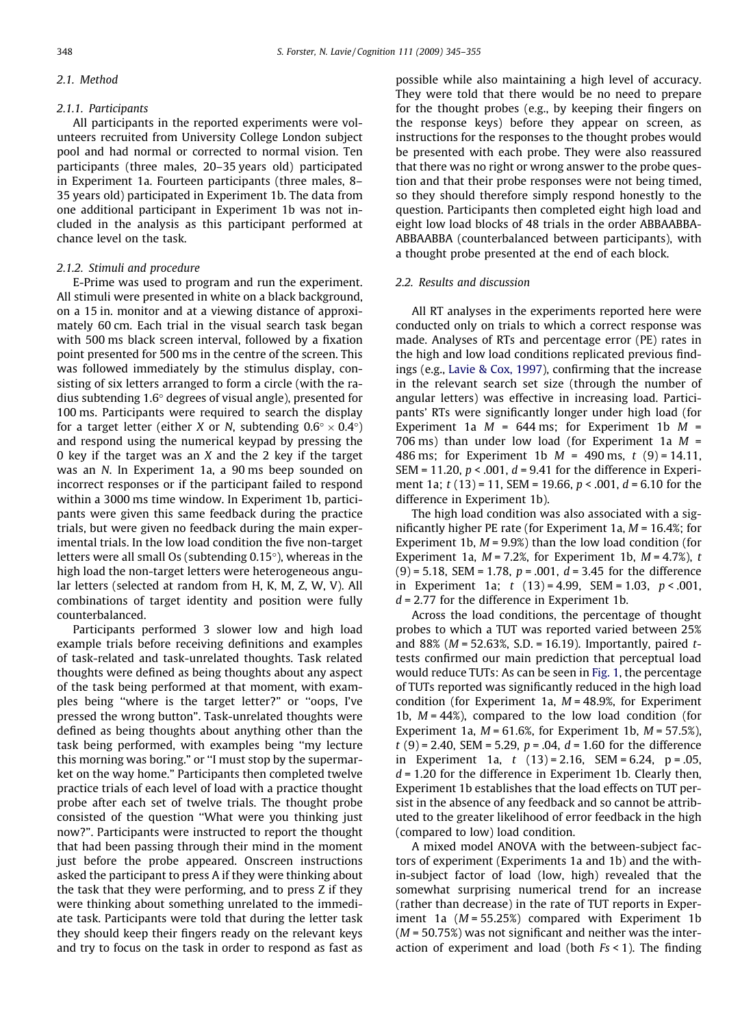### 2.1. Method

#### 2.1.1. Participants

All participants in the reported experiments were volunteers recruited from University College London subject pool and had normal or corrected to normal vision. Ten participants (three males, 20–35 years old) participated in Experiment 1a. Fourteen participants (three males, 8–35 years old) participated in Experiment 1b. The data from one additional participant in Experiment 1b was not included in the analysis as this participant performed at chance level on the task.

#### 2.1.2. Stimuli and procedure

E-Prime was used to program and run the experiment. All stimuli were presented in white on a black background, on a 15 in. monitor and at a viewing distance of approximately 60 cm. Each trial in the visual search task began with 500 ms black screen interval, followed by a fixation point presented for 500 ms in the centre of the screen. This was followed immediately by the stimulus display, consisting of six letters arranged to form a circle (with the radius subtending 1.6° degrees of visual angle), presented for 100 ms. Participants were required to search the display for a target letter (either *X* or *N*, subtending $0.6° \times 0.4°$) and respond using the numerical keypad by pressing the 0 key if the target was an *X* and the 2 key if the target was an *N*. In Experiment 1a, a 90 ms beep sounded on incorrect responses or if the participant failed to respond within a 3000 ms time window. In Experiment 1b, participants were given this same feedback during the practice trials, but were given no feedback during the main experimental trials. In the low load condition the five non-target letters were all small Os (subtending 0.15°), whereas in the high load the non-target letters were heterogeneous angular letters (selected at random from H, K, M, Z, W, V). All combinations of target identity and position were fully counterbalanced.

Participants performed 3 slower low and high load example trials before receiving definitions and examples of task-related and task-unrelated thoughts. Task related thoughts were defined as being thoughts about any aspect of the task being performed at that moment, with examples being "where is the target letter?" or "oops, I've pressed the wrong button". Task-unrelated thoughts were defined as being thoughts about anything other than the task being performed, with examples being "my lecture this morning was boring." or "I must stop by the supermarket on the way home." Participants then completed twelve practice trials of each level of load with a practice thought probe after each set of twelve trials. The thought probe consisted of the question "What were you thinking just now?". Participants were instructed to report the thought that had been passing through their mind in the moment just before the probe appeared. Onscreen instructions asked the participant to press A if they were thinking about the task that they were performing, and to press Z if they were thinking about something unrelated to the immediate task. Participants were told that during the letter task they should keep their fingers ready on the relevant keys and try to focus on the task in order to respond as fast as possible while also maintaining a high level of accuracy. They were told that there would be no need to prepare for the thought probes (e.g., by keeping their fingers on the response keys) before they appear on screen, as instructions for the responses to the thought probes would be presented with each probe. They were also reassured that there was no right or wrong answer to the probe question and that their probe responses were not being timed, so they should therefore simply respond honestly to the question. Participants then completed eight high load and eight low load blocks of 48 trials in the order ABBAABBA-ABBAABBA (counterbalanced between participants), with a thought probe presented at the end of each block.

### 2.2. Results and discussion

All RT analyses in the experiments reported here were conducted only on trials to which a correct response was made. Analyses of RTs and percentage error (PE) rates in the high and low load conditions replicated previous findings (e.g., Lavie & Cox, 1997), confirming that the increase in the relevant search set size (through the number of angular letters) was effective in increasing load. Participants' RTs were significantly longer under high load (for Experiment 1a $M$ = 644 ms; for Experiment 1b $M$ = 706 ms) than under low load (for Experiment 1a $M$ = 486 ms; for Experiment 1b $M$ = 490 ms, $t$ (9) = 14.11, SEM = 11.20, $p < .001$, $d$ = 9.41 for the difference in Experiment 1a; $t$ (13) = 11, SEM = 19.66, $p < .001$, $d$ = 6.10 for the difference in Experiment 1b).

The high load condition was also associated with a significantly higher PE rate (for Experiment 1a, $M$ = 16.4%; for Experiment 1b, $M$ = 9.9%) than the low load condition (for Experiment 1a, $M$ = 7.2%, for Experiment 1b, $M$ = 4.7%), $t$ (9) = 5.18, SEM = 1.78, $p$ = .001, $d$ = 3.45 for the difference in Experiment 1a; $t$ (13) = 4.99, SEM = 1.03, $p < .001$, $d$ = 2.77 for the difference in Experiment 1b.

Across the load conditions, the percentage of thought probes to which a TUT was reported varied between 25% and 88% ($M$ = 52.63%, S.D. = 16.19). Importantly, paired $t$-tests confirmed our main prediction that perceptual load would reduce TUTs: As can be seen in Fig. 1, the percentage of TUTs reported was significantly reduced in the high load condition (for Experiment 1a, $M$ = 48.9%, for Experiment 1b, $M$ = 44%), compared to the low load condition (for Experiment 1a, $M$ = 61.6%, for Experiment 1b, $M$ = 57.5%), $t$ (9) = 2.40, SEM = 5.29, $p$ = .04, $d$ = 1.60 for the difference in Experiment 1a, $t$ (13) = 2.16, SEM = 6.24, p = .05, $d$ = 1.20 for the difference in Experiment 1b. Clearly then, Experiment 1b establishes that the load effects on TUT persist in the absence of any feedback and so cannot be attributed to the greater likelihood of error feedback in the high (compared to low) load condition.

A mixed model ANOVA with the between-subject factors of experiment (Experiments 1a and 1b) and the within-subject factor of load (low, high) revealed that the somewhat surprising numerical trend for an increase (rather than decrease) in the rate of TUT reports in Experiment 1a ($M$ = 55.25%) compared with Experiment 1b ($M$ = 50.75%) was not significant and neither was the interaction of experiment and load (both $Fs < 1$). The finding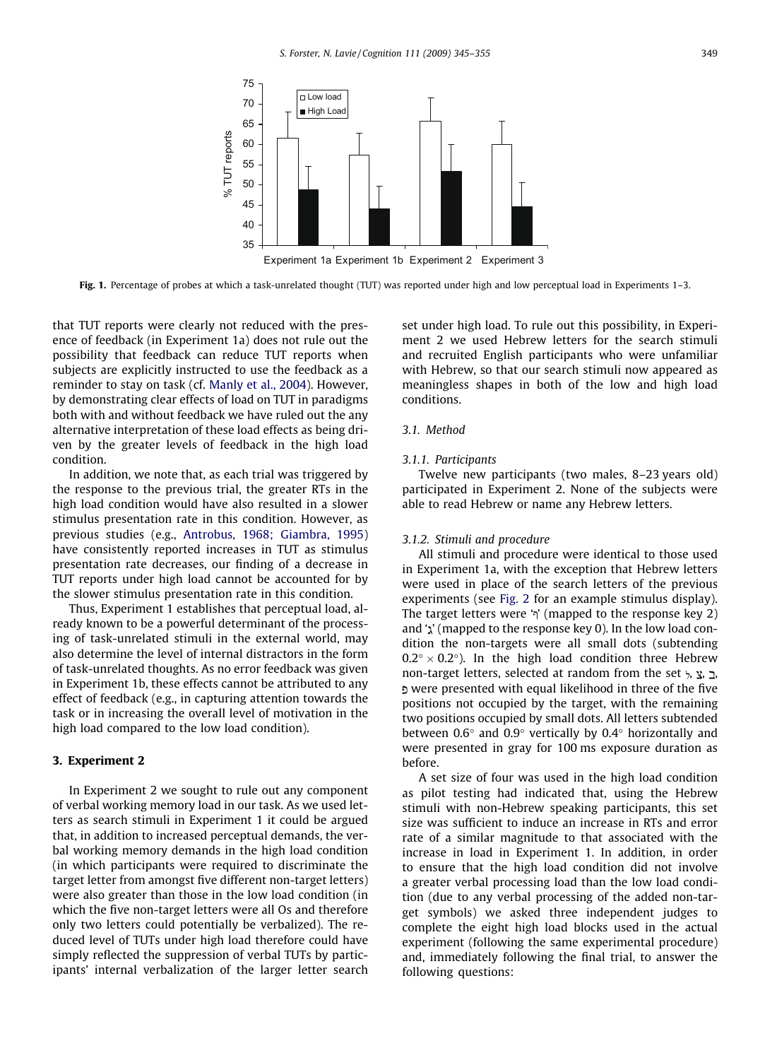Fig. 1. Percentage of probes at which a task-unrelated thought (TUT) was reported under high and low perceptual load in Experiments 1–3.

that TUT reports were clearly not reduced with the presence of feedback (in Experiment 1a) does not rule out the possibility that feedback can reduce TUT reports when subjects are explicitly instructed to use the feedback as a reminder to stay on task (cf. Manly et al., 2004). However, by demonstrating clear effects of load on TUT in paradigms both with and without feedback we have ruled out the any alternative interpretation of these load effects as being driven by the greater levels of feedback in the high load condition.

In addition, we note that, as each trial was triggered by the response to the previous trial, the greater RTs in the high load condition would have also resulted in a slower stimulus presentation rate in this condition. However, as previous studies (e.g., Antrobus, 1968; Giambra, 1995) have consistently reported increases in TUT as stimulus presentation rate decreases, our finding of a decrease in TUT reports under high load cannot be accounted for by the slower stimulus presentation rate in this condition.

Thus, Experiment 1 establishes that perceptual load, already known to be a powerful determinant of the processing of task-unrelated stimuli in the external world, may also determine the level of internal distractors in the form of task-unrelated thoughts. As no error feedback was given in Experiment 1b, these effects cannot be attributed to any effect of feedback (e.g., in capturing attention towards the task or in increasing the overall level of motivation in the high load compared to the low load condition).

## 3. Experiment 2

In Experiment 2 we sought to rule out any component of verbal working memory load in our task. As we used letters as search stimuli in Experiment 1 it could be argued that, in addition to increased perceptual demands, the verbal working memory demands in the high load condition (in which participants were required to discriminate the target letter from amongst five different non-target letters) were also greater than those in the low load condition (in which the five non-target letters were all Os and therefore only two letters could potentially be verbalized). The reduced level of TUTs under high load therefore could have simply reflected the suppression of verbal TUTs by participants' internal verbalization of the larger letter search set under high load. To rule out this possibility, in Experiment 2 we used Hebrew letters for the search stimuli and recruited English participants who were unfamiliar with Hebrew, so that our search stimuli now appeared as meaningless shapes in both of the low and high load conditions.

### 3.1. Method

#### 3.1.1. Participants

Twelve new participants (two males, 8–23 years old) participated in Experiment 2. None of the subjects were able to read Hebrew or name any Hebrew letters.

#### 3.1.2. Stimuli and procedure

All stimuli and procedure were identical to those used in Experiment 1a, with the exception that Hebrew letters were used in place of the search letters of the previous experiments (see Fig. 2 for an example stimulus display). The target letters were 'ה' (mapped to the response key 2) and 'ג' (mapped to the response key 0). In the low load condition the non-targets were all small dots (subtending $0.2^{\circ} \times 0.2^{\circ}$). In the high load condition three Hebrew non-target letters, selected at random from the set ל, צ, ב, פ were presented with equal likelihood in three of the five positions not occupied by the target, with the remaining two positions occupied by small dots. All letters subtended between $0.6^{\circ}$ and $0.9^{\circ}$ vertically by $0.4^{\circ}$ horizontally and were presented in gray for 100 ms exposure duration as before.

A set size of four was used in the high load condition as pilot testing had indicated that, using the Hebrew stimuli with non-Hebrew speaking participants, this set size was sufficient to induce an increase in RTs and error rate of a similar magnitude to that associated with the increase in load in Experiment 1. In addition, in order to ensure that the high load condition did not involve a greater verbal processing load than the low load condition (due to any verbal processing of the added non-target symbols) we asked three independent judges to complete the eight high load blocks used in the actual experiment (following the same experimental procedure) and, immediately following the final trial, to answer the following questions: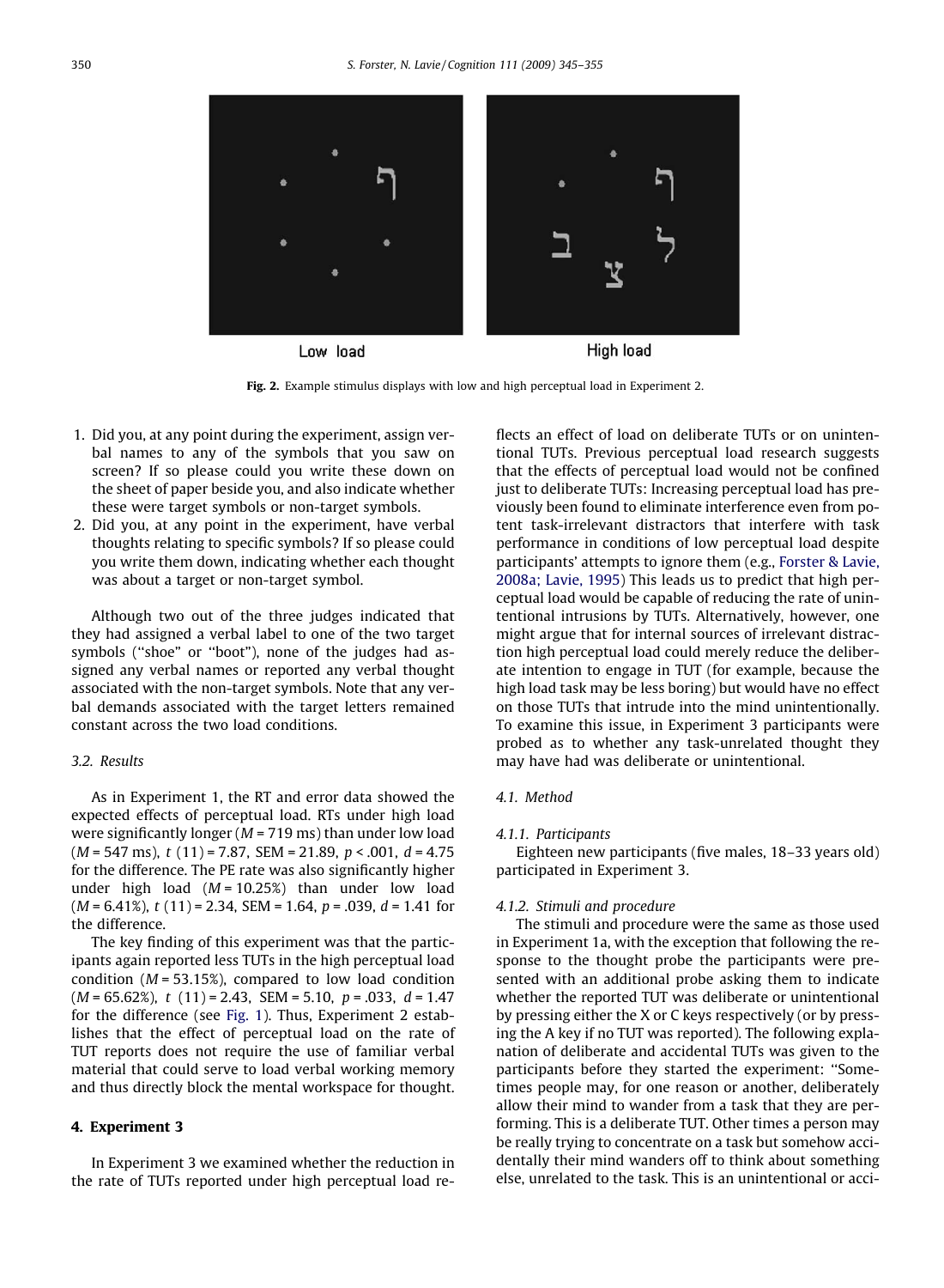Low load High load

**Fig. 2.** Example stimulus displays with low and high perceptual load in Experiment 2.

1. Did you, at any point during the experiment, assign verbal names to any of the symbols that you saw on screen? If so please could you write these down on the sheet of paper beside you, and also indicate whether these were target symbols or non-target symbols.
2. Did you, at any point in the experiment, have verbal thoughts relating to specific symbols? If so please could you write them down, indicating whether each thought was about a target or non-target symbol.

Although two out of the three judges indicated that they had assigned a verbal label to one of the two target symbols ("shoe" or "boot"), none of the judges had assigned any verbal names or reported any verbal thought associated with the non-target symbols. Note that any verbal demands associated with the target letters remained constant across the two load conditions.

### 3.2. Results

As in Experiment 1, the RT and error data showed the expected effects of perceptual load. RTs under high load were significantly longer ($M$ = 719 ms) than under low load ($M$ = 547 ms), $t$ (11) = 7.87, SEM = 21.89, $p$ < .001, $d$ = 4.75 for the difference. The PE rate was also significantly higher under high load ($M$ = 10.25%) than under low load ($M$ = 6.41%), $t$ (11) = 2.34, SEM = 1.64, $p$ = .039, $d$ = 1.41 for the difference.

The key finding of this experiment was that the participants again reported less TUTs in the high perceptual load condition ($M$ = 53.15%), compared to low load condition ($M$ = 65.62%), $t$ (11) = 2.43, SEM = 5.10, $p$ = .033, $d$ = 1.47 for the difference (see Fig. 1). Thus, Experiment 2 establishes that the effect of perceptual load on the rate of TUT reports does not require the use of familiar verbal material that could serve to load verbal working memory and thus directly block the mental workspace for thought.

## 4. Experiment 3

In Experiment 3 we examined whether the reduction in the rate of TUTs reported under high perceptual load reflects an effect of load on deliberate TUTs or on unintentional TUTs. Previous perceptual load research suggests that the effects of perceptual load would not be confined just to deliberate TUTs: Increasing perceptual load has previously been found to eliminate interference even from potent task-irrelevant distractors that interfere with task performance in conditions of low perceptual load despite participants' attempts to ignore them (e.g., Forster & Lavie, 2008a; Lavie, 1995) This leads us to predict that high perceptual load would be capable of reducing the rate of unintentional intrusions by TUTs. Alternatively, however, one might argue that for internal sources of irrelevant distraction high perceptual load could merely reduce the deliberate intention to engage in TUT (for example, because the high load task may be less boring) but would have no effect on those TUTs that intrude into the mind unintentionally. To examine this issue, in Experiment 3 participants were probed as to whether any task-unrelated thought they may have had was deliberate or unintentional.

### 4.1. Method

#### 4.1.1. Participants

Eighteen new participants (five males, 18–33 years old) participated in Experiment 3.

#### 4.1.2. Stimuli and procedure

The stimuli and procedure were the same as those used in Experiment 1a, with the exception that following the response to the thought probe the participants were presented with an additional probe asking them to indicate whether the reported TUT was deliberate or unintentional by pressing either the X or C keys respectively (or by pressing the A key if no TUT was reported). The following explanation of deliberate and accidental TUTs was given to the participants before they started the experiment: "Sometimes people may, for one reason or another, deliberately allow their mind to wander from a task that they are performing. This is a deliberate TUT. Other times a person may be really trying to concentrate on a task but somehow accidentally their mind wanders off to think about something else, unrelated to the task. This is an unintentional or acci-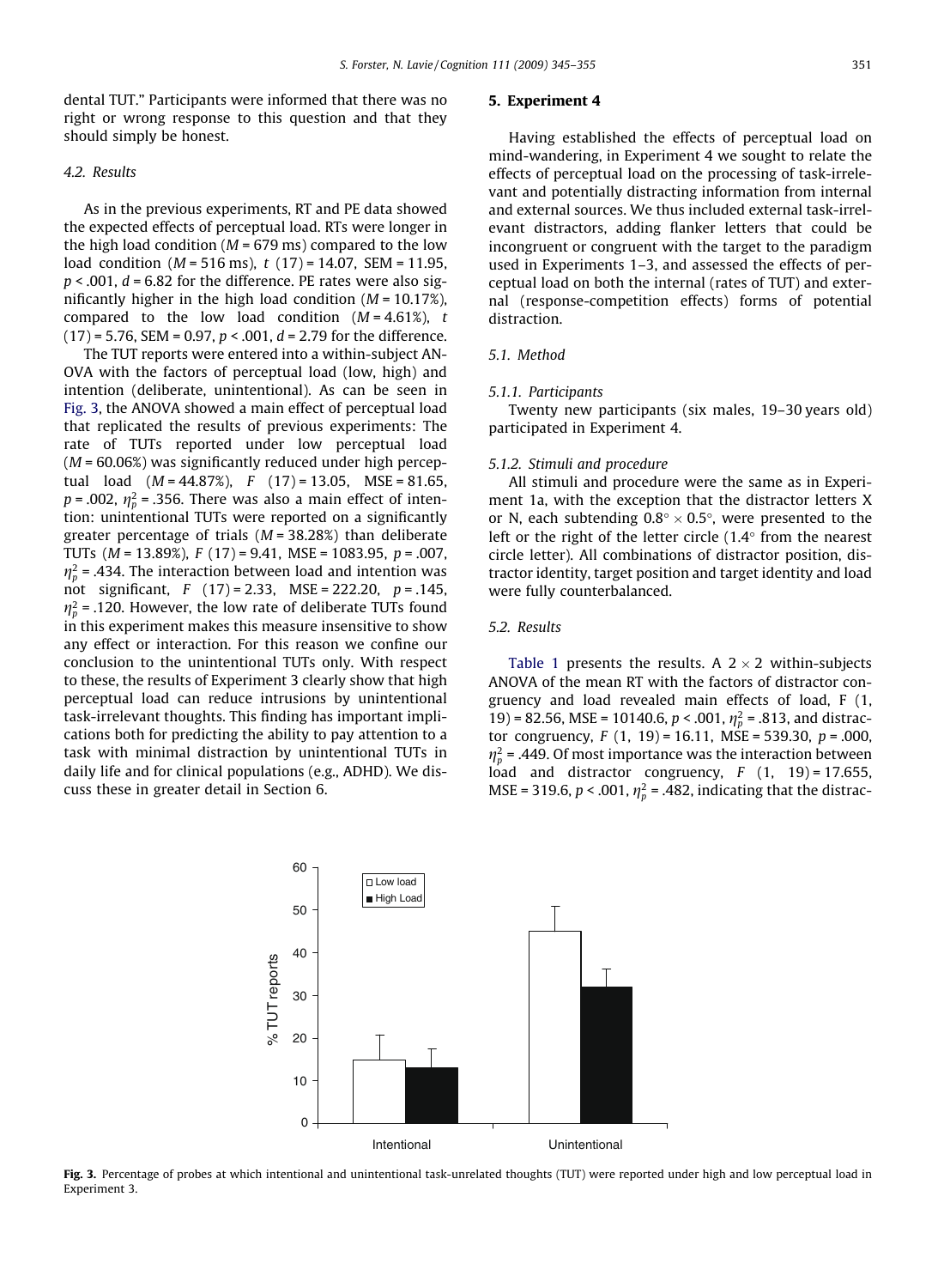dental TUT." Participants were informed that there was no right or wrong response to this question and that they should simply be honest.

### 4.2. Results

As in the previous experiments, RT and PE data showed the expected effects of perceptual load. RTs were longer in the high load condition ($M$ = 679 ms) compared to the low load condition ($M$ = 516 ms), $t$ (17) = 14.07, SEM = 11.95, $p < .001$, $d$ = 6.82 for the difference. PE rates were also significantly higher in the high load condition ($M$ = 10.17%), compared to the low load condition ($M$ = 4.61%), $t$ (17) = 5.76, SEM = 0.97, $p < .001$, $d$ = 2.79 for the difference.

The TUT reports were entered into a within-subject ANOVA with the factors of perceptual load (low, high) and intention (deliberate, unintentional). As can be seen in Fig. 3, the ANOVA showed a main effect of perceptual load that replicated the results of previous experiments: The rate of TUTs reported under low perceptual load ($M$ = 60.06%) was significantly reduced under high perceptual load ($M$ = 44.87%), $F$ (17) = 13.05, MSE = 81.65, $p$ = .002, $\eta_p^2$ = .356. There was also a main effect of intention: unintentional TUTs were reported on a significantly greater percentage of trials ($M$ = 38.28%) than deliberate TUTs ($M$ = 13.89%), $F$ (17) = 9.41, MSE = 1083.95, $p$ = .007, $\eta_p^2$ = .434. The interaction between load and intention was not significant, $F$ (17) = 2.33, MSE = 222.20, $p$ = .145, $\eta_p^2$ = .120. However, the low rate of deliberate TUTs found in this experiment makes this measure insensitive to show any effect or interaction. For this reason we confine our conclusion to the unintentional TUTs only. With respect to these, the results of Experiment 3 clearly show that high perceptual load can reduce intrusions by unintentional task-irrelevant thoughts. This finding has important implications both for predicting the ability to pay attention to a task with minimal distraction by unintentional TUTs in daily life and for clinical populations (e.g., ADHD). We discuss these in greater detail in Section 6.

## 5. Experiment 4

Having established the effects of perceptual load on mind-wandering, in Experiment 4 we sought to relate the effects of perceptual load on the processing of task-irrelevant and potentially distracting information from internal and external sources. We thus included external task-irrelevant distractors, adding flanker letters that could be incongruent or congruent with the target to the paradigm used in Experiments 1–3, and assessed the effects of perceptual load on both the internal (rates of TUT) and external (response-competition effects) forms of potential distraction.

### 5.1. Method

#### 5.1.1. Participants

Twenty new participants (six males, 19–30 years old) participated in Experiment 4.

#### 5.1.2. Stimuli and procedure

All stimuli and procedure were the same as in Experiment 1a, with the exception that the distractor letters X or N, each subtending $0.8° \times 0.5°$, were presented to the left or the right of the letter circle (1.4° from the nearest circle letter). All combinations of distractor position, distractor identity, target position and target identity and load were fully counterbalanced.

### 5.2. Results

Table 1 presents the results. A $2 \times 2$ within-subjects ANOVA of the mean RT with the factors of distractor congruency and load revealed main effects of load, F (1, 19) = 82.56, MSE = 10140.6, $p < .001$, $\eta_p^2$ = .813, and distractor congruency, $F$ (1, 19) = 16.11, MSE = 539.30, $p$ = .000, $\eta_p^2$ = .449. Of most importance was the interaction between load and distractor congruency, $F$ (1, 19) = 17.655, MSE = 319.6, $p < .001$, $\eta_p^2$ = .482, indicating that the distrac-

**Fig. 3.** Percentage of probes at which intentional and unintentional task-unrelated thoughts (TUT) were reported under high and low perceptual load in Experiment 3.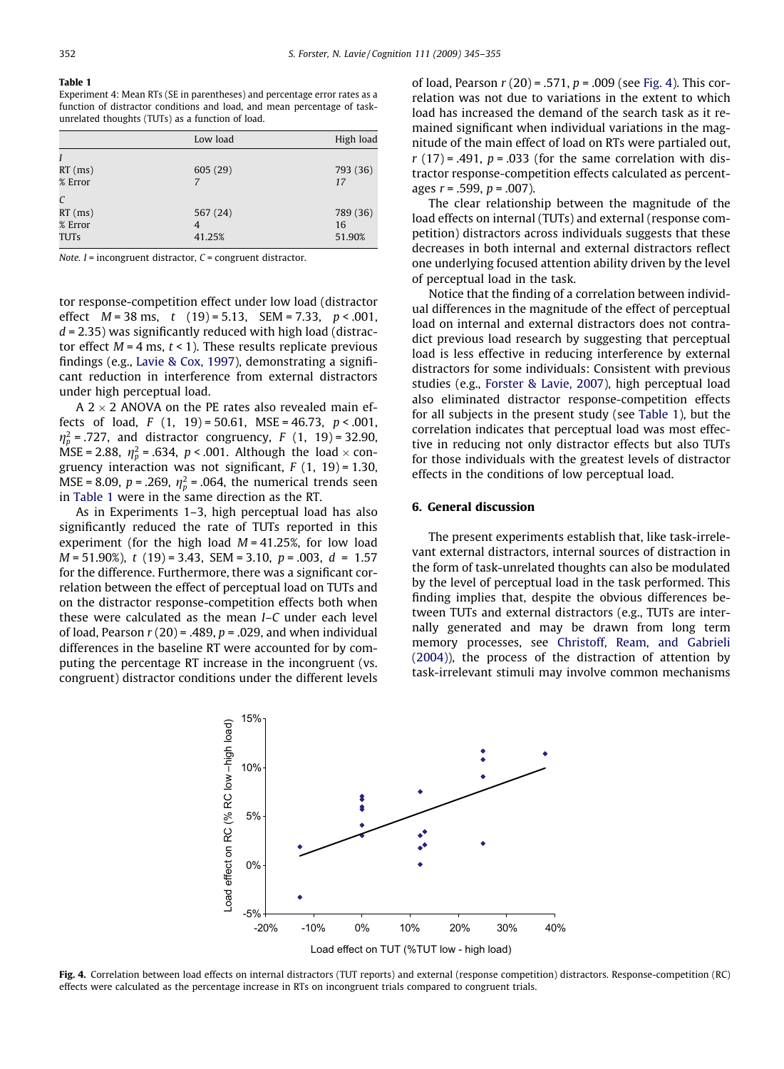**Table 1**
Experiment 4: Mean RTs (SE in parentheses) and percentage error rates as a function of distractor conditions and load, and mean percentage of task-unrelated thoughts (TUTs) as a function of load.

| | Low load | High load |
|---|---|---|
| *I* | | |
| RT (ms) | 605 (29) | 793 (36) |
| % Error | 7 | 17 |
| *C* | | |
| RT (ms) | 567 (24) | 789 (36) |
| % Error | 4 | 16 |
| TUTs | 41.25% | 51.90% |

*Note. I* = incongruent distractor, *C* = congruent distractor.

tor response-competition effect under low load (distractor effect $M = 38$ ms, $t\ (19) = 5.13$, SEM = 7.33, $p < .001$, $d = 2.35$) was significantly reduced with high load (distractor effect $M = 4$ ms, $t < 1$). These results replicate previous findings (e.g., Lavie & Cox, 1997), demonstrating a significant reduction in interference from external distractors under high perceptual load.

A 2 × 2 ANOVA on the PE rates also revealed main effects of load, $F\ (1,\ 19) = 50.61$, MSE = 46.73, $p < .001$, $\eta_p^2 = .727$, and distractor congruency, $F\ (1,\ 19) = 32.90$, MSE = 2.88, $\eta_p^2 = .634$, $p < .001$. Although the load × congruency interaction was not significant, $F\ (1,\ 19) = 1.30$, MSE = 8.09, $p = .269$, $\eta_p^2 = .064$, the numerical trends seen in Table 1 were in the same direction as the RT.

As in Experiments 1–3, high perceptual load has also significantly reduced the rate of TUTs reported in this experiment (for the high load $M = 41.25\%$, for low load $M = 51.90\%$), $t\ (19) = 3.43$, SEM = 3.10, $p = .003$, $d = 1.57$ for the difference. Furthermore, there was a significant correlation between the effect of perceptual load on TUTs and on the distractor response-competition effects both when these were calculated as the mean *I*–*C* under each level of load, Pearson $r\ (20) = .489$, $p = .029$, and when individual differences in the baseline RT were accounted for by computing the percentage RT increase in the incongruent (vs. congruent) distractor conditions under the different levels of load, Pearson $r\ (20) = .571$, $p = .009$ (see Fig. 4). This correlation was not due to variations in the extent to which load has increased the demand of the search task as it remained significant when individual variations in the magnitude of the main effect of load on RTs were partialed out, $r\ (17) = .491$, $p = .033$ (for the same correlation with distractor response-competition effects calculated as percentages $r = .599$, $p = .007$).

The clear relationship between the magnitude of the load effects on internal (TUTs) and external (response competition) distractors across individuals suggests that these decreases in both internal and external distractors reflect one underlying focused attention ability driven by the level of perceptual load in the task.

Notice that the finding of a correlation between individual differences in the magnitude of the effect of perceptual load on internal and external distractors does not contradict previous load research by suggesting that perceptual load is less effective in reducing interference by external distractors for some individuals: Consistent with previous studies (e.g., Forster & Lavie, 2007), high perceptual load also eliminated distractor response-competition effects for all subjects in the present study (see Table 1), but the correlation indicates that perceptual load was most effective in reducing not only distractor effects but also TUTs for those individuals with the greatest levels of distractor effects in the conditions of low perceptual load.

## 6. General discussion

The present experiments establish that, like task-irrelevant external distractors, internal sources of distraction in the form of task-unrelated thoughts can also be modulated by the level of perceptual load in the task performed. This finding implies that, despite the obvious differences between TUTs and external distractors (e.g., TUTs are internally generated and may be drawn from long term memory processes, see Christoff, Ream, and Gabrieli (2004)), the process of the distraction of attention by task-irrelevant stimuli may involve common mechanisms

**Fig. 4.** Correlation between load effects on internal distractors (TUT reports) and external (response competition) distractors. Response-competition (RC) effects were calculated as the percentage increase in RTs on incongruent trials compared to congruent trials.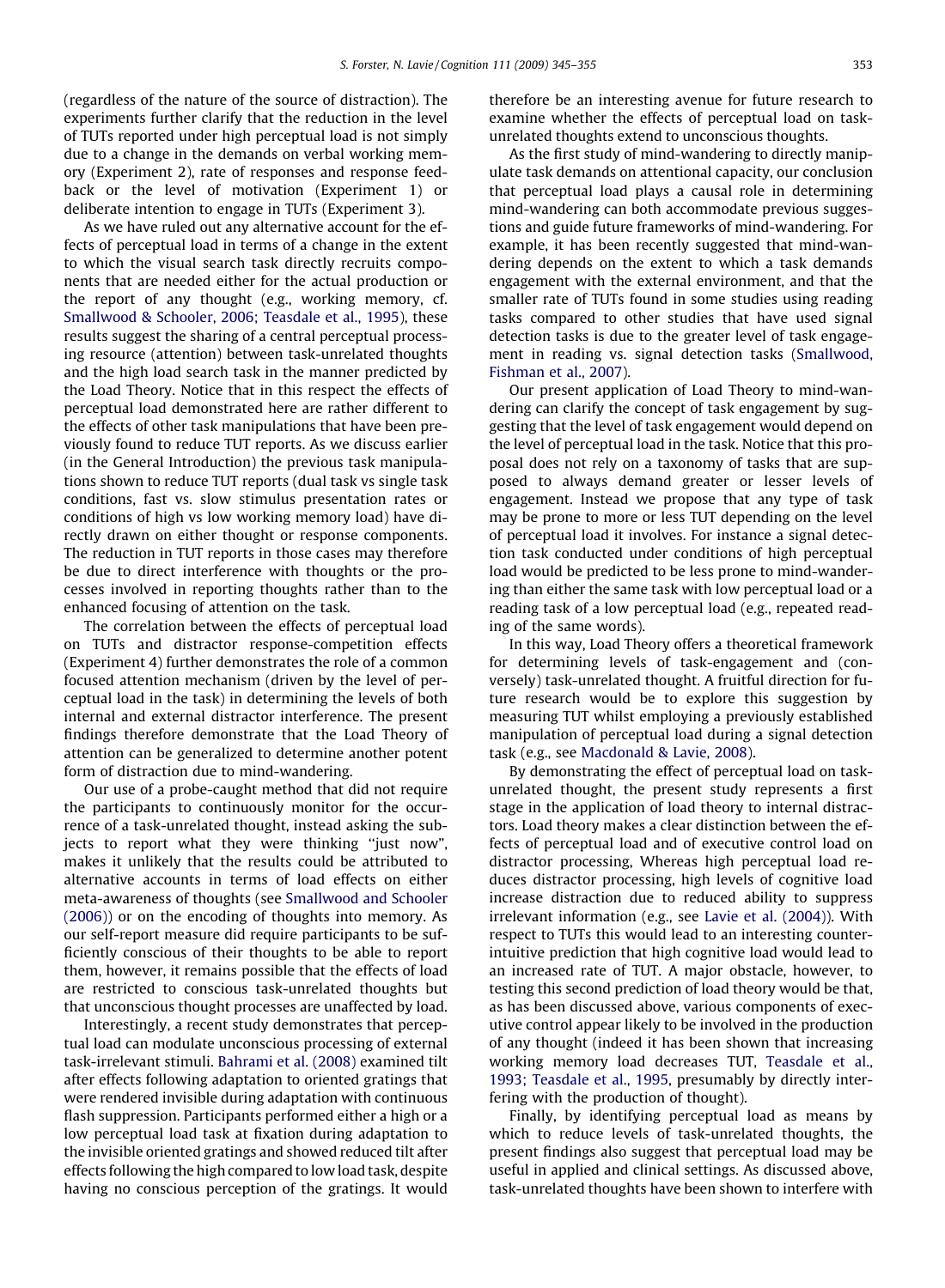(regardless of the nature of the source of distraction). The experiments further clarify that the reduction in the level of TUTs reported under high perceptual load is not simply due to a change in the demands on verbal working memory (Experiment 2), rate of responses and response feedback or the level of motivation (Experiment 1) or deliberate intention to engage in TUTs (Experiment 3).

As we have ruled out any alternative account for the effects of perceptual load in terms of a change in the extent to which the visual search task directly recruits components that are needed either for the actual production or the report of any thought (e.g., working memory, cf. Smallwood & Schooler, 2006; Teasdale et al., 1995), these results suggest the sharing of a central perceptual processing resource (attention) between task-unrelated thoughts and the high load search task in the manner predicted by the Load Theory. Notice that in this respect the effects of perceptual load demonstrated here are rather different to the effects of other task manipulations that have been previously found to reduce TUT reports. As we discuss earlier (in the General Introduction) the previous task manipulations shown to reduce TUT reports (dual task vs single task conditions, fast vs. slow stimulus presentation rates or conditions of high vs low working memory load) have directly drawn on either thought or response components. The reduction in TUT reports in those cases may therefore be due to direct interference with thoughts or the processes involved in reporting thoughts rather than to the enhanced focusing of attention on the task.

The correlation between the effects of perceptual load on TUTs and distractor response-competition effects (Experiment 4) further demonstrates the role of a common focused attention mechanism (driven by the level of perceptual load in the task) in determining the levels of both internal and external distractor interference. The present findings therefore demonstrate that the Load Theory of attention can be generalized to determine another potent form of distraction due to mind-wandering.

Our use of a probe-caught method that did not require the participants to continuously monitor for the occurrence of a task-unrelated thought, instead asking the subjects to report what they were thinking "just now", makes it unlikely that the results could be attributed to alternative accounts in terms of load effects on either meta-awareness of thoughts (see Smallwood and Schooler (2006)) or on the encoding of thoughts into memory. As our self-report measure did require participants to be sufficiently conscious of their thoughts to be able to report them, however, it remains possible that the effects of load are restricted to conscious task-unrelated thoughts but that unconscious thought processes are unaffected by load.

Interestingly, a recent study demonstrates that perceptual load can modulate unconscious processing of external task-irrelevant stimuli. Bahrami et al. (2008) examined tilt after effects following adaptation to oriented gratings that were rendered invisible during adaptation with continuous flash suppression. Participants performed either a high or a low perceptual load task at fixation during adaptation to the invisible oriented gratings and showed reduced tilt after effects following the high compared to low load task, despite having no conscious perception of the gratings. It would therefore be an interesting avenue for future research to examine whether the effects of perceptual load on task-unrelated thoughts extend to unconscious thoughts.

As the first study of mind-wandering to directly manipulate task demands on attentional capacity, our conclusion that perceptual load plays a causal role in determining mind-wandering can both accommodate previous suggestions and guide future frameworks of mind-wandering. For example, it has been recently suggested that mind-wandering depends on the extent to which a task demands engagement with the external environment, and that the smaller rate of TUTs found in some studies using reading tasks compared to other studies that have used signal detection tasks is due to the greater level of task engagement in reading vs. signal detection tasks (Smallwood, Fishman et al., 2007).

Our present application of Load Theory to mind-wandering can clarify the concept of task engagement by suggesting that the level of task engagement would depend on the level of perceptual load in the task. Notice that this proposal does not rely on a taxonomy of tasks that are supposed to always demand greater or lesser levels of engagement. Instead we propose that any type of task may be prone to more or less TUT depending on the level of perceptual load it involves. For instance a signal detection task conducted under conditions of high perceptual load would be predicted to be less prone to mind-wandering than either the same task with low perceptual load or a reading task of a low perceptual load (e.g., repeated reading of the same words).

In this way, Load Theory offers a theoretical framework for determining levels of task-engagement and (conversely) task-unrelated thought. A fruitful direction for future research would be to explore this suggestion by measuring TUT whilst employing a previously established manipulation of perceptual load during a signal detection task (e.g., see Macdonald & Lavie, 2008).

By demonstrating the effect of perceptual load on task-unrelated thought, the present study represents a first stage in the application of load theory to internal distractors. Load theory makes a clear distinction between the effects of perceptual load and of executive control load on distractor processing, Whereas high perceptual load reduces distractor processing, high levels of cognitive load increase distraction due to reduced ability to suppress irrelevant information (e.g., see Lavie et al. (2004)). With respect to TUTs this would lead to an interesting counter-intuitive prediction that high cognitive load would lead to an increased rate of TUT. A major obstacle, however, to testing this second prediction of load theory would be that, as has been discussed above, various components of executive control appear likely to be involved in the production of any thought (indeed it has been shown that increasing working memory load decreases TUT, Teasdale et al., 1993; Teasdale et al., 1995, presumably by directly interfering with the production of thought).

Finally, by identifying perceptual load as means by which to reduce levels of task-unrelated thoughts, the present findings also suggest that perceptual load may be useful in applied and clinical settings. As discussed above, task-unrelated thoughts have been shown to interfere with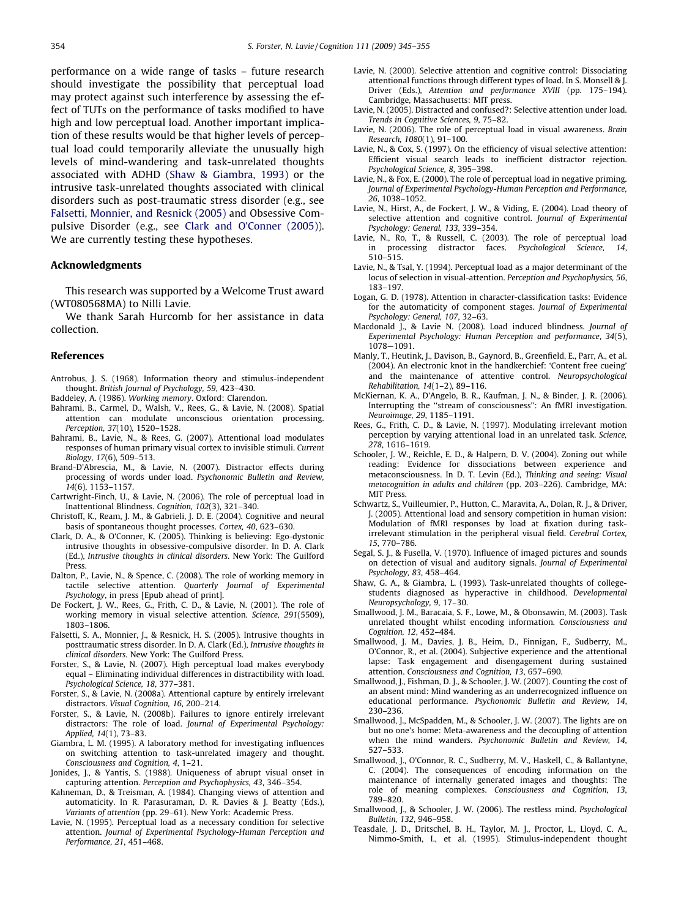performance on a wide range of tasks – future research should investigate the possibility that perceptual load may protect against such interference by assessing the effect of TUTs on the performance of tasks modified to have high and low perceptual load. Another important implication of these results would be that higher levels of perceptual load could temporarily alleviate the unusually high levels of mind-wandering and task-unrelated thoughts associated with ADHD (Shaw & Giambra, 1993) or the intrusive task-unrelated thoughts associated with clinical disorders such as post-traumatic stress disorder (e.g., see Falsetti, Monnier, and Resnick (2005) and Obsessive Compulsive Disorder (e.g., see Clark and O'Conner (2005)). We are currently testing these hypotheses.

## Acknowledgments

This research was supported by a Welcome Trust award (WT080568MA) to Nilli Lavie.

We thank Sarah Hurcomb for her assistance in data collection.

## References

Antrobus, J. S. (1968). Information theory and stimulus-independent thought. *British Journal of Psychology, 59*, 423–430.

Baddeley, A. (1986). *Working memory*. Oxford: Clarendon.

Bahrami, B., Carmel, D., Walsh, V., Rees, G., & Lavie, N. (2008). Spatial attention can modulate unconscious orientation processing. *Perception, 37*(10), 1520–1528.

Bahrami, B., Lavie, N., & Rees, G. (2007). Attentional load modulates responses of human primary visual cortex to invisible stimuli. *Current Biology, 17*(6), 509–513.

Brand-D'Abrescia, M., & Lavie, N. (2007). Distractor effects during processing of words under load. *Psychonomic Bulletin and Review, 14*(6), 1153–1157.

Cartwright-Finch, U., & Lavie, N. (2006). The role of perceptual load in Inattentional Blindness. *Cognition, 102*(3), 321–340.

Christoff, K., Ream, J. M., & Gabrieli, J. D. E. (2004). Cognitive and neural basis of spontaneous thought processes. *Cortex, 40*, 623–630.

Clark, D. A., & O'Conner, K. (2005). Thinking is believing: Ego-dystonic intrusive thoughts in obsessive-compulsive disorder. In D. A. Clark (Ed.), *Intrusive thoughts in clinical disorders*. New York: The Guilford Press.

Dalton, P., Lavie, N., & Spence, C. (2008). The role of working memory in tactile selective attention. *Quarterly Journal of Experimental Psychology*, in press [Epub ahead of print].

De Fockert, J. W., Rees, G., Frith, C. D., & Lavie, N. (2001). The role of working memory in visual selective attention. *Science, 291*(5509), 1803–1806.

Falsetti, S. A., Monnier, J., & Resnick, H. S. (2005). Intrusive thoughts in posttraumatic stress disorder. In D. A. Clark (Ed.), *Intrusive thoughts in clinical disorders*. New York: The Guilford Press.

Forster, S., & Lavie, N. (2007). High perceptual load makes everybody equal – Eliminating individual differences in distractibility with load. *Psychological Science, 18*, 377–381.

Forster, S., & Lavie, N. (2008a). Attentional capture by entirely irrelevant distractors. *Visual Cognition, 16*, 200–214.

Forster, S., & Lavie, N. (2008b). Failures to ignore entirely irrelevant distractors: The role of load. *Journal of Experimental Psychology: Applied, 14*(1), 73–83.

Giambra, L. M. (1995). A laboratory method for investigating influences on switching attention to task-unrelated imagery and thought. *Consciousness and Cognition, 4*, 1–21.

Jonides, J., & Yantis, S. (1988). Uniqueness of abrupt visual onset in capturing attention. *Perception and Psychophysics, 43*, 346–354.

Kahneman, D., & Treisman, A. (1984). Changing views of attention and automaticity. In R. Parasuraman, D. R. Davies & J. Beatty (Eds.), *Variants of attention* (pp. 29–61). New York: Academic Press.

Lavie, N. (1995). Perceptual load as a necessary condition for selective attention. *Journal of Experimental Psychology-Human Perception and Performance, 21*, 451–468.

Lavie, N. (2000). Selective attention and cognitive control: Dissociating attentional functions through different types of load. In S. Monsell & J. Driver (Eds.), *Attention and performance XVIII* (pp. 175–194). Cambridge, Massachusetts: MIT press.

Lavie, N. (2005). Distracted and confused?: Selective attention under load. *Trends in Cognitive Sciences, 9*, 75–82.

Lavie, N. (2006). The role of perceptual load in visual awareness. *Brain Research, 1080*(1), 91–100.

Lavie, N., & Cox, S. (1997). On the efficiency of visual selective attention: Efficient visual search leads to inefficient distractor rejection. *Psychological Science, 8*, 395–398.

Lavie, N., & Fox, E. (2000). The role of perceptual load in negative priming. *Journal of Experimental Psychology-Human Perception and Performance, 26*, 1038–1052.

Lavie, N., Hirst, A., de Fockert, J. W., & Viding, E. (2004). Load theory of selective attention and cognitive control. *Journal of Experimental Psychology: General, 133*, 339–354.

Lavie, N., Ro, T., & Russell, C. (2003). The role of perceptual load in processing distractor faces. *Psychological Science, 14*, 510–515.

Lavie, N., & Tsal, Y. (1994). Perceptual load as a major determinant of the locus of selection in visual-attention. *Perception and Psychophysics, 56*, 183–197.

Logan, G. D. (1978). Attention in character-classification tasks: Evidence for the automaticity of component stages. *Journal of Experimental Psychology: General, 107*, 32–63.

Macdonald J., & Lavie N. (2008). Load induced blindness. *Journal of Experimental Psychology: Human Perception and performance, 34*(5), 1078—1091.

Manly, T., Heutink, J., Davison, B., Gaynord, B., Greenfield, E., Parr, A., et al. (2004). An electronic knot in the handkerchief: 'Content free cueing' and the maintenance of attentive control. *Neuropsychological Rehabilitation, 14*(1–2), 89–116.

McKiernan, K. A., D'Angelo, B. R., Kaufman, J. N., & Binder, J. R. (2006). Interrupting the "stream of consciousness": An fMRI investigation. *Neuroimage, 29*, 1185–1191.

Rees, G., Frith, C. D., & Lavie, N. (1997). Modulating irrelevant motion perception by varying attentional load in an unrelated task. *Science, 278*, 1616–1619.

Schooler, J. W., Reichle, E. D., & Halpern, D. V. (2004). Zoning out while reading: Evidence for dissociations between experience and metaconsciousness. In D. T. Levin (Ed.), *Thinking and seeing: Visual metacognition in adults and children* (pp. 203–226). Cambridge, MA: MIT Press.

Schwartz, S., Vuilleumier, P., Hutton, C., Maravita, A., Dolan, R. J., & Driver, J. (2005). Attentional load and sensory competition in human vision: Modulation of fMRI responses by load at fixation during task-irrelevant stimulation in the peripheral visual field. *Cerebral Cortex, 15*, 770–786.

Segal, S. J., & Fusella, V. (1970). Influence of imaged pictures and sounds on detection of visual and auditory signals. *Journal of Experimental Psychology, 83*, 458–464.

Shaw, G. A., & Giambra, L. (1993). Task-unrelated thoughts of college-students diagnosed as hyperactive in childhood. *Developmental Neuropsychology, 9*, 17–30.

Smallwood, J. M., Baracaia, S. F., Lowe, M., & Obonsawin, M. (2003). Task unrelated thought whilst encoding information. *Consciousness and Cognition, 12*, 452–484.

Smallwood, J. M., Davies, J. B., Heim, D., Finnigan, F., Sudberry, M., O'Connor, R., et al. (2004). Subjective experience and the attentional lapse: Task engagement and disengagement during sustained attention. *Consciousness and Cognition, 13*, 657–690.

Smallwood, J., Fishman, D. J., & Schooler, J. W. (2007). Counting the cost of an absent mind: Mind wandering as an underrecognized influence on educational performance. *Psychonomic Bulletin and Review, 14*, 230–236.

Smallwood, J., McSpadden, M., & Schooler, J. W. (2007). The lights are on but no one's home: Meta-awareness and the decoupling of attention when the mind wanders. *Psychonomic Bulletin and Review, 14*, 527–533.

Smallwood, J., O'Connor, R. C., Sudberry, M. V., Haskell, C., & Ballantyne, C. (2004). The consequences of encoding information on the maintenance of internally generated images and thoughts: The role of meaning complexes. *Consciousness and Cognition, 13*, 789–820.

Smallwood, J., & Schooler, J. W. (2006). The restless mind. *Psychological Bulletin, 132*, 946–958.

Teasdale, J. D., Dritschel, B. H., Taylor, M. J., Proctor, L., Lloyd, C. A., Nimmo-Smith, I., et al. (1995). Stimulus-independent thought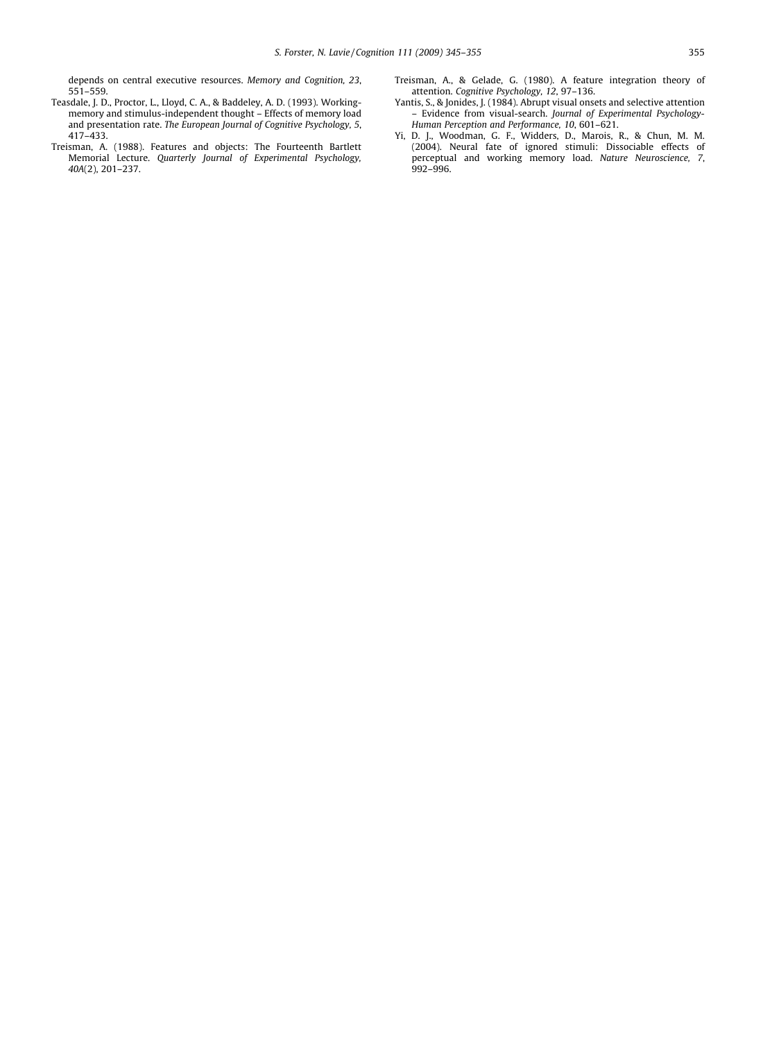depends on central executive resources. *Memory and Cognition, 23*, 551–559.

Teasdale, J. D., Proctor, L., Lloyd, C. A., & Baddeley, A. D. (1993). Working-memory and stimulus-independent thought – Effects of memory load and presentation rate. *The European Journal of Cognitive Psychology, 5*, 417–433.

Treisman, A. (1988). Features and objects: The Fourteenth Bartlett Memorial Lecture. *Quarterly Journal of Experimental Psychology, 40A*(2), 201–237.

Treisman, A., & Gelade, G. (1980). A feature integration theory of attention. *Cognitive Psychology, 12*, 97–136.

Yantis, S., & Jonides, J. (1984). Abrupt visual onsets and selective attention – Evidence from visual-search. *Journal of Experimental Psychology-Human Perception and Performance, 10*, 601–621.

Yi, D. J., Woodman, G. F., Widders, D., Marois, R., & Chun, M. M. (2004). Neural fate of ignored stimuli: Dissociable effects of perceptual and working memory load. *Nature Neuroscience, 7*, 992–996.